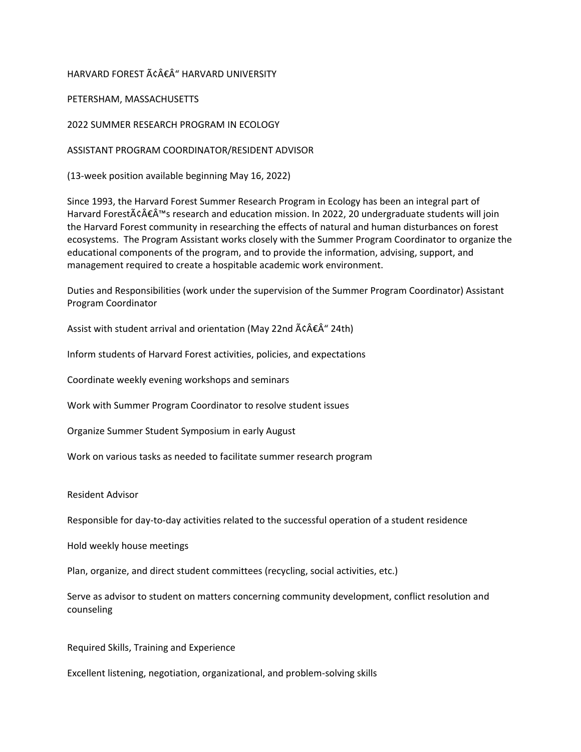HARVARD FOREST Ã¢Â€Â“ HARVARD UNIVERSITY

PETERSHAM, MASSACHUSETTS

2022 SUMMER RESEARCH PROGRAM IN ECOLOGY

ASSISTANT PROGRAM COORDINATOR/RESIDENT ADVISOR

(13-week position available beginning May 16, 2022)

Since 1993, the Harvard Forest Summer Research Program in Ecology has been an integral part of Harvard ForestÃ¢Â€Â™s research and education mission. In 2022, 20 undergraduate students will join the Harvard Forest community in researching the effects of natural and human disturbances on forest ecosystems. The Program Assistant works closely with the Summer Program Coordinator to organize the educational components of the program, and to provide the information, advising, support, and management required to create a hospitable academic work environment.

Duties and Responsibilities (work under the supervision of the Summer Program Coordinator) Assistant Program Coordinator

Assist with student arrival and orientation (May 22nd Ã¢Â€Â“ 24th)

Inform students of Harvard Forest activities, policies, and expectations

Coordinate weekly evening workshops and seminars

Work with Summer Program Coordinator to resolve student issues

Organize Summer Student Symposium in early August

Work on various tasks as needed to facilitate summer research program

Resident Advisor

Responsible for day-to-day activities related to the successful operation of a student residence

Hold weekly house meetings

Plan, organize, and direct student committees (recycling, social activities, etc.)

Serve as advisor to student on matters concerning community development, conflict resolution and counseling

Required Skills, Training and Experience

Excellent listening, negotiation, organizational, and problem-solving skills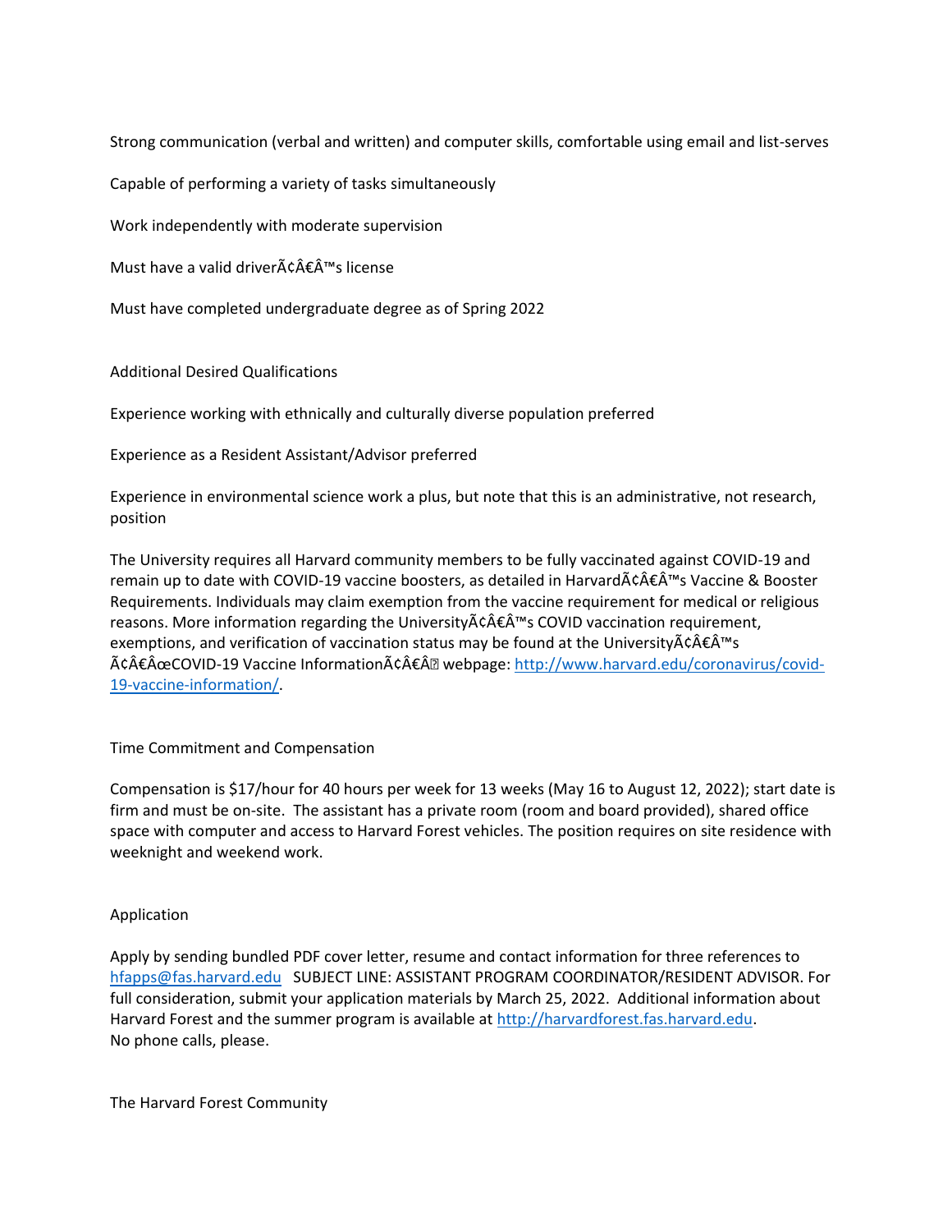Strong communication (verbal and written) and computer skills, comfortable using email and list-serves

Capable of performing a variety of tasks simultaneously

Work independently with moderate supervision

Must have a valid driverÃ¢Â€Â™s license

Must have completed undergraduate degree as of Spring 2022

Additional Desired Qualifications

Experience working with ethnically and culturally diverse population preferred

Experience as a Resident Assistant/Advisor preferred

Experience in environmental science work a plus, but note that this is an administrative, not research, position

The University requires all Harvard community members to be fully vaccinated against COVID-19 and remain up to date with COVID-19 vaccine boosters, as detailed in HarvardÃ¢Â€Â™s Vaccine & Booster Requirements. Individuals may claim exemption from the vaccine requirement for medical or religious reasons. More information regarding the UniversityÃ¢Â€Â™s COVID vaccination requirement, exemptions, and verification of vaccination status may be found at the UniversityÃ¢Â€Â™s Ã¢Â€ÂœCOVID-19 Vaccine InformationÃ¢Â€Â webpage: http://www.harvard.edu/coronavirus/covid-19-vaccine-information/.

Time Commitment and Compensation

Compensation is $17/hour for 40 hours per week for 13 weeks (May 16 to August 12, 2022); start date is firm and must be on-site. The assistant has a private room (room and board provided), shared office space with computer and access to Harvard Forest vehicles. The position requires on site residence with weeknight and weekend work.

Application

Apply by sending bundled PDF cover letter, resume and contact information for three references to hfapps@fas.harvard.edu SUBJECT LINE: ASSISTANT PROGRAM COORDINATOR/RESIDENT ADVISOR. For full consideration, submit your application materials by March 25, 2022. Additional information about Harvard Forest and the summer program is available at http://harvardforest.fas.harvard.edu.
No phone calls, please.

The Harvard Forest Community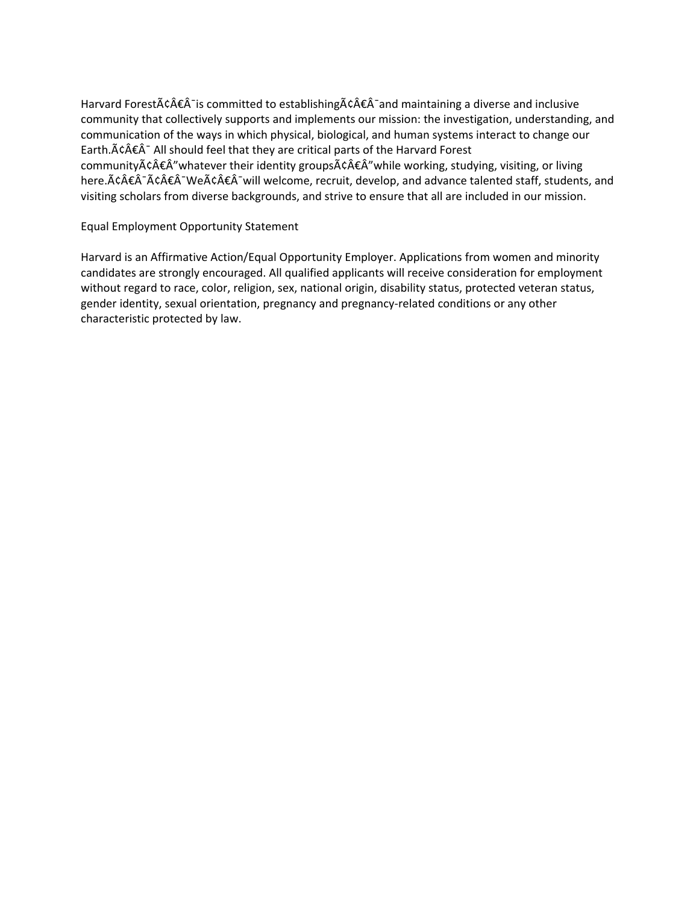Harvard ForestÃ¢Â€Â¯is committed to establishingÃ¢Â€Â¯and maintaining a diverse and inclusive community that collectively supports and implements our mission: the investigation, understanding, and communication of the ways in which physical, biological, and human systems interact to change our Earth.Ã¢Â€Â¯ All should feel that they are critical parts of the Harvard Forest communityÃ¢Â€Â”whatever their identity groupsÃ¢Â€Â”while working, studying, visiting, or living here.Ã¢Â€Â¯Ã¢Â€Â¯WeÃ¢Â€Â¯will welcome, recruit, develop, and advance talented staff, students, and visiting scholars from diverse backgrounds, and strive to ensure that all are included in our mission.

Equal Employment Opportunity Statement

Harvard is an Affirmative Action/Equal Opportunity Employer. Applications from women and minority candidates are strongly encouraged. All qualified applicants will receive consideration for employment without regard to race, color, religion, sex, national origin, disability status, protected veteran status, gender identity, sexual orientation, pregnancy and pregnancy-related conditions or any other characteristic protected by law.